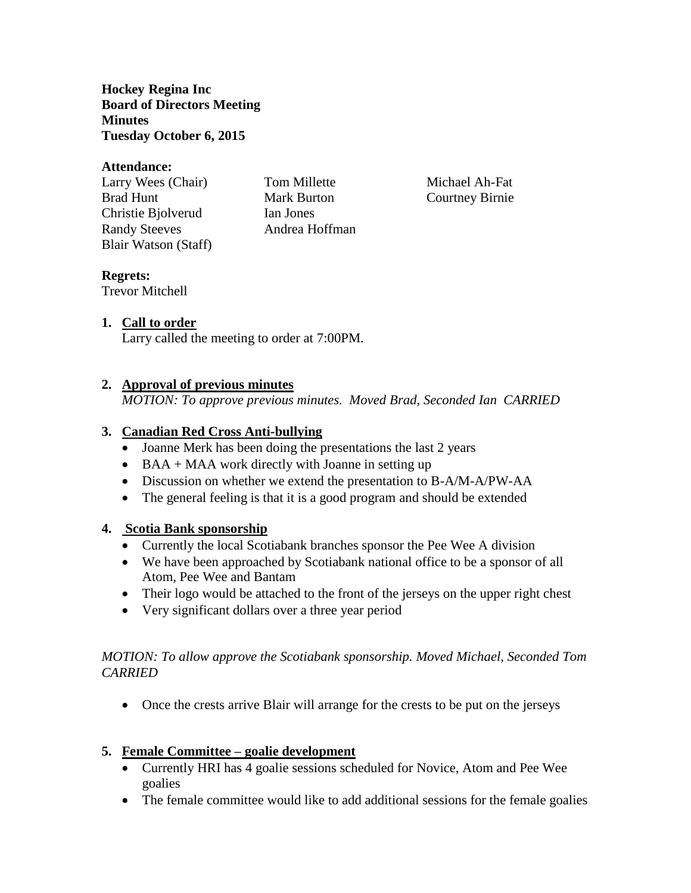**Hockey Regina Inc**
**Board of Directors Meeting**
**Minutes**
**Tuesday October 6, 2015**

**Attendance:**

Larry Wees (Chair)
Brad Hunt
Christie Bjolverud
Randy Steeves
Blair Watson (Staff)
Tom Millette
Mark Burton
Ian Jones
Andrea Hoffman
Michael Ah-Fat
Courtney Birnie

**Regrets:**
Trevor Mitchell

1. **Call to order**
   Larry called the meeting to order at 7:00PM.

2. **Approval of previous minutes**
   *MOTION: To approve previous minutes. Moved Brad, Seconded Ian CARRIED*

3. **Canadian Red Cross Anti-bullying**
   - Joanne Merk has been doing the presentations the last 2 years
   - BAA + MAA work directly with Joanne in setting up
   - Discussion on whether we extend the presentation to B-A/M-A/PW-AA
   - The general feeling is that it is a good program and should be extended

4. **Scotia Bank sponsorship**
   - Currently the local Scotiabank branches sponsor the Pee Wee A division
   - We have been approached by Scotiabank national office to be a sponsor of all Atom, Pee Wee and Bantam
   - Their logo would be attached to the front of the jerseys on the upper right chest
   - Very significant dollars over a three year period

*MOTION: To allow approve the Scotiabank sponsorship. Moved Michael, Seconded Tom CARRIED*

- Once the crests arrive Blair will arrange for the crests to be put on the jerseys

5. **Female Committee – goalie development**
   - Currently HRI has 4 goalie sessions scheduled for Novice, Atom and Pee Wee goalies
   - The female committee would like to add additional sessions for the female goalies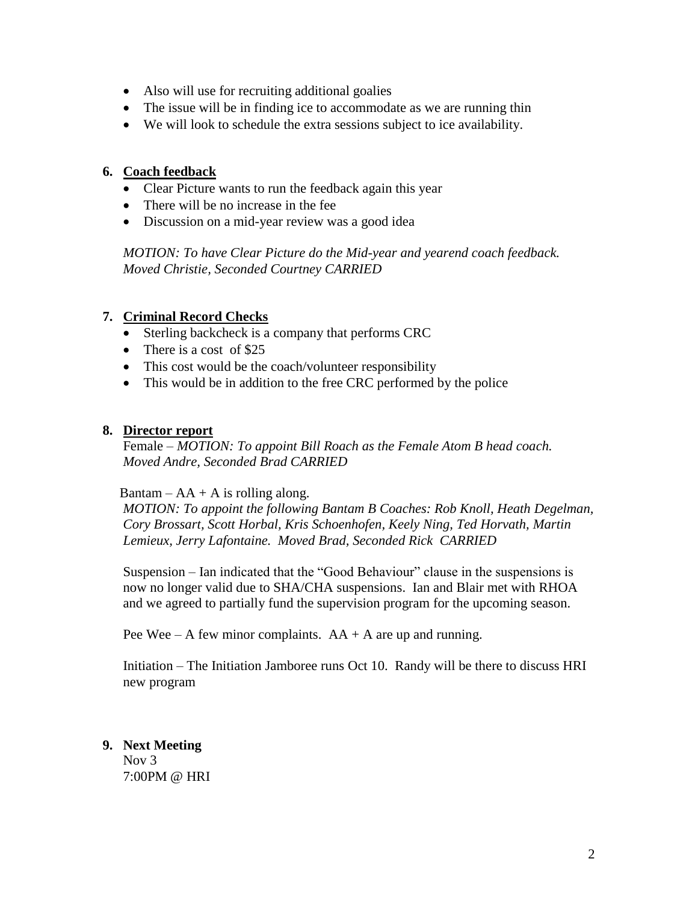- Also will use for recruiting additional goalies
- The issue will be in finding ice to accommodate as we are running thin
- We will look to schedule the extra sessions subject to ice availability.

## 6. Coach feedback

- Clear Picture wants to run the feedback again this year
- There will be no increase in the fee
- Discussion on a mid-year review was a good idea

*MOTION: To have Clear Picture do the Mid-year and yearend coach feedback. Moved Christie, Seconded Courtney CARRIED*

## 7. Criminal Record Checks

- Sterling backcheck is a company that performs CRC
- There is a cost of $25
- This cost would be the coach/volunteer responsibility
- This would be in addition to the free CRC performed by the police

## 8. Director report

Female – *MOTION: To appoint Bill Roach as the Female Atom B head coach. Moved Andre, Seconded Brad CARRIED*

Bantam – AA + A is rolling along.
*MOTION: To appoint the following Bantam B Coaches: Rob Knoll, Heath Degelman, Cory Brossart, Scott Horbal, Kris Schoenhofen, Keely Ning, Ted Horvath, Martin Lemieux, Jerry Lafontaine. Moved Brad, Seconded Rick CARRIED*

Suspension – Ian indicated that the "Good Behaviour" clause in the suspensions is now no longer valid due to SHA/CHA suspensions. Ian and Blair met with RHOA and we agreed to partially fund the supervision program for the upcoming season.

Pee Wee – A few minor complaints. AA + A are up and running.

Initiation – The Initiation Jamboree runs Oct 10. Randy will be there to discuss HRI new program

## 9. Next Meeting

Nov 3
7:00PM @ HRI